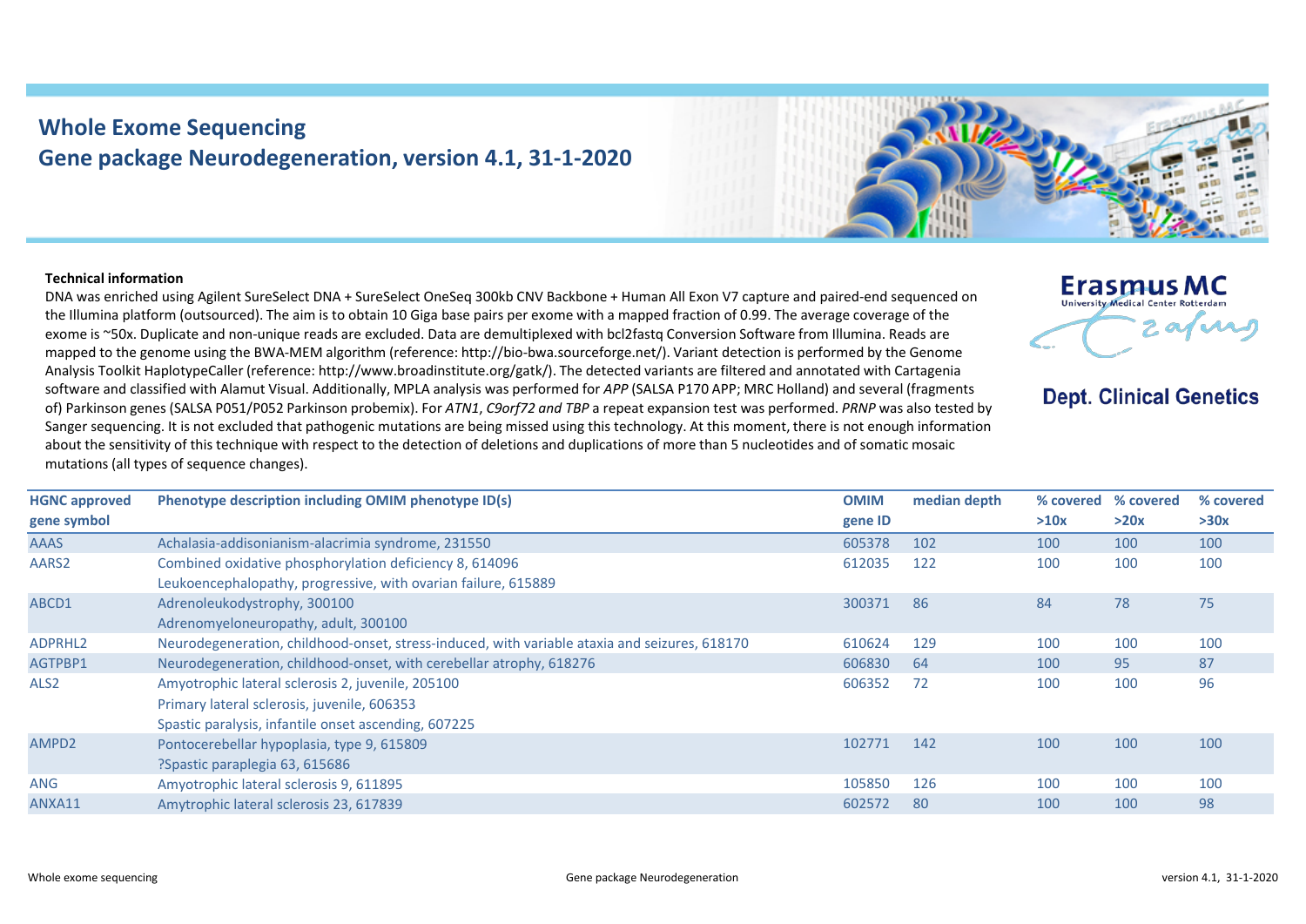# Whole Exome Sequencing

## Gene package Neurodegeneration, version 4.1, 31-1-2020

Erasmus MC
University Medical Center Rotterdam

**Dept. Clinical Genetics**

**Technical information**

DNA was enriched using Agilent SureSelect DNA + SureSelect OneSeq 300kb CNV Backbone + Human All Exon V7 capture and paired-end sequenced on the Illumina platform (outsourced). The aim is to obtain 10 Giga base pairs per exome with a mapped fraction of 0.99. The average coverage of the exome is ~50x. Duplicate and non-unique reads are excluded. Data are demultiplexed with bcl2fastq Conversion Software from Illumina. Reads are mapped to the genome using the BWA-MEM algorithm (reference: http://bio-bwa.sourceforge.net/). Variant detection is performed by the Genome Analysis Toolkit HaplotypeCaller (reference: http://www.broadinstitute.org/gatk/). The detected variants are filtered and annotated with Cartagenia software and classified with Alamut Visual. Additionally, MPLA analysis was performed for *APP* (SALSA P170 APP; MRC Holland) and several (fragments of) Parkinson genes (SALSA P051/P052 Parkinson probemix). For *ATN1*, *C9orf72 and TBP* a repeat expansion test was performed. *PRNP* was also tested by Sanger sequencing. It is not excluded that pathogenic mutations are being missed using this technology. At this moment, there is not enough information about the sensitivity of this technique with respect to the detection of deletions and duplications of more than 5 nucleotides and of somatic mosaic mutations (all types of sequence changes).

| HGNC approved gene symbol | Phenotype description including OMIM phenotype ID(s) | OMIM gene ID | median depth | % covered >10x | % covered >20x | % covered >30x |
|---|---|---|---|---|---|---|
| AAAS | Achalasia-addisonianism-alacrimia syndrome, 231550 | 605378 | 102 | 100 | 100 | 100 |
| AARS2 | Combined oxidative phosphorylation deficiency 8, 614096<br>Leukoencephalopathy, progressive, with ovarian failure, 615889 | 612035 | 122 | 100 | 100 | 100 |
| ABCD1 | Adrenoleukodystrophy, 300100<br>Adrenomyeloneuropathy, adult, 300100 | 300371 | 86 | 84 | 78 | 75 |
| ADPRHL2 | Neurodegeneration, childhood-onset, stress-induced, with variable ataxia and seizures, 618170 | 610624 | 129 | 100 | 100 | 100 |
| AGTPBP1 | Neurodegeneration, childhood-onset, with cerebellar atrophy, 618276 | 606830 | 64 | 100 | 95 | 87 |
| ALS2 | Amyotrophic lateral sclerosis 2, juvenile, 205100<br>Primary lateral sclerosis, juvenile, 606353<br>Spastic paralysis, infantile onset ascending, 607225 | 606352 | 72 | 100 | 100 | 96 |
| AMPD2 | Pontocerebellar hypoplasia, type 9, 615809<br>?Spastic paraplegia 63, 615686 | 102771 | 142 | 100 | 100 | 100 |
| ANG | Amyotrophic lateral sclerosis 9, 611895 | 105850 | 126 | 100 | 100 | 100 |
| ANXA11 | Amytrophic lateral sclerosis 23, 617839 | 602572 | 80 | 100 | 100 | 98 |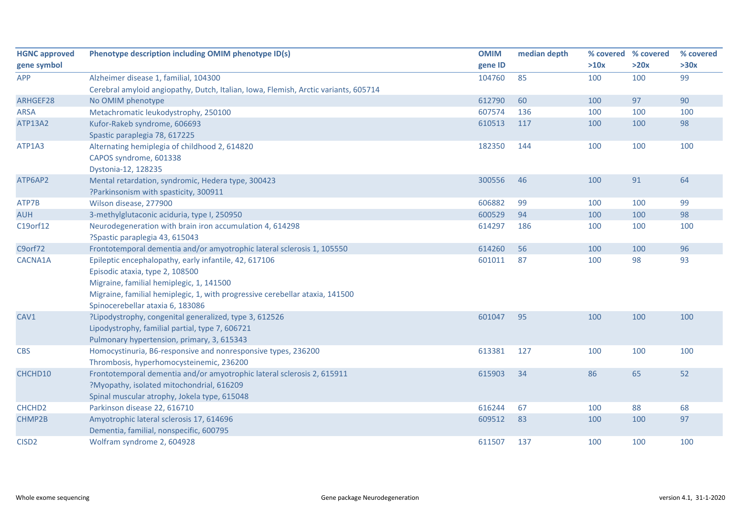| HGNC approved gene symbol | Phenotype description including OMIM phenotype ID(s) | OMIM gene ID | median depth | % covered >10x | % covered >20x | % covered >30x |
|---|---|---|---|---|---|---|
| APP | Alzheimer disease 1, familial, 104300<br>Cerebral amyloid angiopathy, Dutch, Italian, Iowa, Flemish, Arctic variants, 605714 | 104760 | 85 | 100 | 100 | 99 |
| ARHGEF28 | No OMIM phenotype | 612790 | 60 | 100 | 97 | 90 |
| ARSA | Metachromatic leukodystrophy, 250100 | 607574 | 136 | 100 | 100 | 100 |
| ATP13A2 | Kufor-Rakeb syndrome, 606693<br>Spastic paraplegia 78, 617225 | 610513 | 117 | 100 | 100 | 98 |
| ATP1A3 | Alternating hemiplegia of childhood 2, 614820<br>CAPOS syndrome, 601338<br>Dystonia-12, 128235 | 182350 | 144 | 100 | 100 | 100 |
| ATP6AP2 | Mental retardation, syndromic, Hedera type, 300423<br>?Parkinsonism with spasticity, 300911 | 300556 | 46 | 100 | 91 | 64 |
| ATP7B | Wilson disease, 277900 | 606882 | 99 | 100 | 100 | 99 |
| AUH | 3-methylglutaconic aciduria, type I, 250950 | 600529 | 94 | 100 | 100 | 98 |
| C19orf12 | Neurodegeneration with brain iron accumulation 4, 614298<br>?Spastic paraplegia 43, 615043 | 614297 | 186 | 100 | 100 | 100 |
| C9orf72 | Frontotemporal dementia and/or amyotrophic lateral sclerosis 1, 105550 | 614260 | 56 | 100 | 100 | 96 |
| CACNA1A | Epileptic encephalopathy, early infantile, 42, 617106<br>Episodic ataxia, type 2, 108500<br>Migraine, familial hemiplegic, 1, 141500<br>Migraine, familial hemiplegic, 1, with progressive cerebellar ataxia, 141500<br>Spinocerebellar ataxia 6, 183086 | 601011 | 87 | 100 | 98 | 93 |
| CAV1 | ?Lipodystrophy, congenital generalized, type 3, 612526<br>Lipodystrophy, familial partial, type 7, 606721<br>Pulmonary hypertension, primary, 3, 615343 | 601047 | 95 | 100 | 100 | 100 |
| CBS | Homocystinuria, B6-responsive and nonresponsive types, 236200<br>Thrombosis, hyperhomocysteinemic, 236200 | 613381 | 127 | 100 | 100 | 100 |
| CHCHD10 | Frontotemporal dementia and/or amyotrophic lateral sclerosis 2, 615911<br>?Myopathy, isolated mitochondrial, 616209<br>Spinal muscular atrophy, Jokela type, 615048 | 615903 | 34 | 86 | 65 | 52 |
| CHCHD2 | Parkinson disease 22, 616710 | 616244 | 67 | 100 | 88 | 68 |
| CHMP2B | Amyotrophic lateral sclerosis 17, 614696<br>Dementia, familial, nonspecific, 600795 | 609512 | 83 | 100 | 100 | 97 |
| CISD2 | Wolfram syndrome 2, 604928 | 611507 | 137 | 100 | 100 | 100 |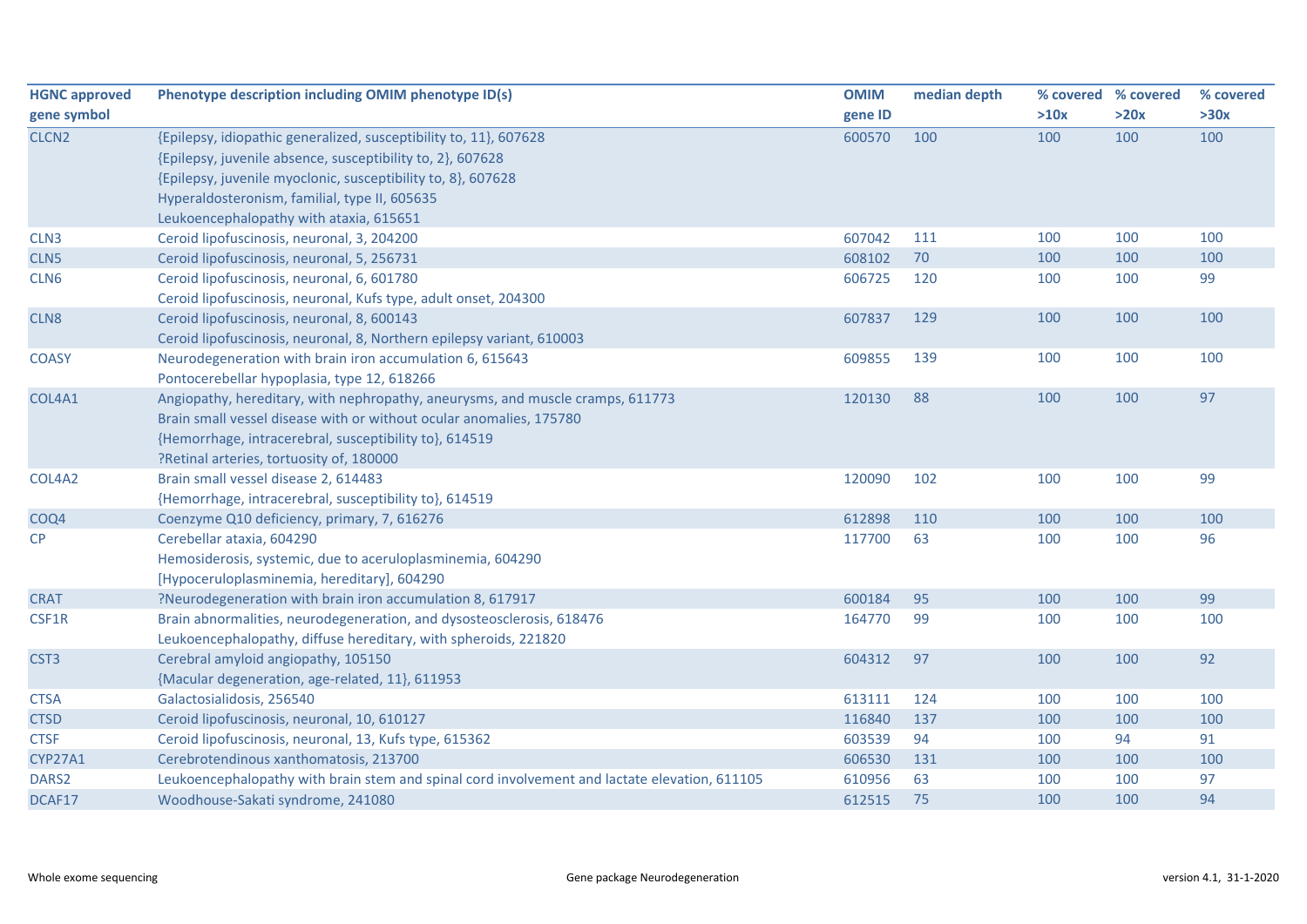| HGNC approved gene symbol | Phenotype description including OMIM phenotype ID(s) | OMIM gene ID | median depth | % covered >10x | % covered >20x | % covered >30x |
|---|---|---|---|---|---|---|
| CLCN2 | {Epilepsy, idiopathic generalized, susceptibility to, 11}, 607628<br>{Epilepsy, juvenile absence, susceptibility to, 2}, 607628<br>{Epilepsy, juvenile myoclonic, susceptibility to, 8}, 607628<br>Hyperaldosteronism, familial, type II, 605635<br>Leukoencephalopathy with ataxia, 615651 | 600570 | 100 | 100 | 100 | 100 |
| CLN3 | Ceroid lipofuscinosis, neuronal, 3, 204200 | 607042 | 111 | 100 | 100 | 100 |
| CLN5 | Ceroid lipofuscinosis, neuronal, 5, 256731 | 608102 | 70 | 100 | 100 | 100 |
| CLN6 | Ceroid lipofuscinosis, neuronal, 6, 601780<br>Ceroid lipofuscinosis, neuronal, Kufs type, adult onset, 204300 | 606725 | 120 | 100 | 100 | 99 |
| CLN8 | Ceroid lipofuscinosis, neuronal, 8, 600143<br>Ceroid lipofuscinosis, neuronal, 8, Northern epilepsy variant, 610003 | 607837 | 129 | 100 | 100 | 100 |
| COASY | Neurodegeneration with brain iron accumulation 6, 615643<br>Pontocerebellar hypoplasia, type 12, 618266 | 609855 | 139 | 100 | 100 | 100 |
| COL4A1 | Angiopathy, hereditary, with nephropathy, aneurysms, and muscle cramps, 611773<br>Brain small vessel disease with or without ocular anomalies, 175780<br>{Hemorrhage, intracerebral, susceptibility to}, 614519<br>?Retinal arteries, tortuosity of, 180000 | 120130 | 88 | 100 | 100 | 97 |
| COL4A2 | Brain small vessel disease 2, 614483<br>{Hemorrhage, intracerebral, susceptibility to}, 614519 | 120090 | 102 | 100 | 100 | 99 |
| COQ4 | Coenzyme Q10 deficiency, primary, 7, 616276 | 612898 | 110 | 100 | 100 | 100 |
| CP | Cerebellar ataxia, 604290<br>Hemosiderosis, systemic, due to aceruloplasminemia, 604290<br>[Hypoceruloplasminemia, hereditary], 604290 | 117700 | 63 | 100 | 100 | 96 |
| CRAT | ?Neurodegeneration with brain iron accumulation 8, 617917 | 600184 | 95 | 100 | 100 | 99 |
| CSF1R | Brain abnormalities, neurodegeneration, and dysosteosclerosis, 618476<br>Leukoencephalopathy, diffuse hereditary, with spheroids, 221820 | 164770 | 99 | 100 | 100 | 100 |
| CST3 | Cerebral amyloid angiopathy, 105150<br>{Macular degeneration, age-related, 11}, 611953 | 604312 | 97 | 100 | 100 | 92 |
| CTSA | Galactosialidosis, 256540 | 613111 | 124 | 100 | 100 | 100 |
| CTSD | Ceroid lipofuscinosis, neuronal, 10, 610127 | 116840 | 137 | 100 | 100 | 100 |
| CTSF | Ceroid lipofuscinosis, neuronal, 13, Kufs type, 615362 | 603539 | 94 | 100 | 94 | 91 |
| CYP27A1 | Cerebrotendinous xanthomatosis, 213700 | 606530 | 131 | 100 | 100 | 100 |
| DARS2 | Leukoencephalopathy with brain stem and spinal cord involvement and lactate elevation, 611105 | 610956 | 63 | 100 | 100 | 97 |
| DCAF17 | Woodhouse-Sakati syndrome, 241080 | 612515 | 75 | 100 | 100 | 94 |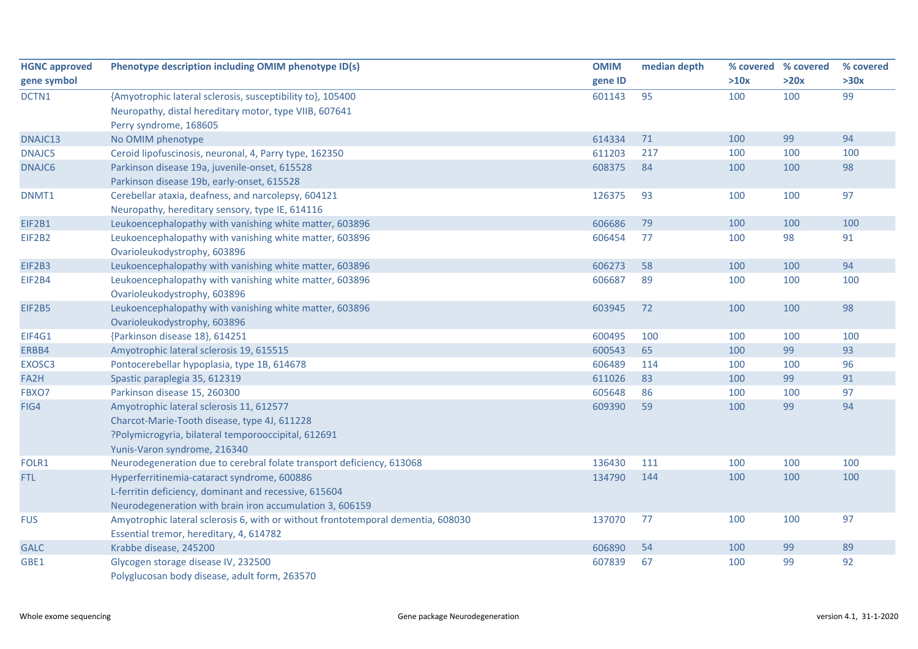| HGNC approved gene symbol | Phenotype description including OMIM phenotype ID(s) | OMIM gene ID | median depth | % covered >10x | % covered >20x | % covered >30x |
|---|---|---|---|---|---|---|
| DCTN1 | {Amyotrophic lateral sclerosis, susceptibility to}, 105400<br>Neuropathy, distal hereditary motor, type VIIB, 607641<br>Perry syndrome, 168605 | 601143 | 95 | 100 | 100 | 99 |
| DNAJC13 | No OMIM phenotype | 614334 | 71 | 100 | 99 | 94 |
| DNAJC5 | Ceroid lipofuscinosis, neuronal, 4, Parry type, 162350 | 611203 | 217 | 100 | 100 | 100 |
| DNAJC6 | Parkinson disease 19a, juvenile-onset, 615528<br>Parkinson disease 19b, early-onset, 615528 | 608375 | 84 | 100 | 100 | 98 |
| DNMT1 | Cerebellar ataxia, deafness, and narcolepsy, 604121<br>Neuropathy, hereditary sensory, type IE, 614116 | 126375 | 93 | 100 | 100 | 97 |
| EIF2B1 | Leukoencephalopathy with vanishing white matter, 603896 | 606686 | 79 | 100 | 100 | 100 |
| EIF2B2 | Leukoencephalopathy with vanishing white matter, 603896<br>Ovarioleukodystrophy, 603896 | 606454 | 77 | 100 | 98 | 91 |
| EIF2B3 | Leukoencephalopathy with vanishing white matter, 603896 | 606273 | 58 | 100 | 100 | 94 |
| EIF2B4 | Leukoencephalopathy with vanishing white matter, 603896<br>Ovarioleukodystrophy, 603896 | 606687 | 89 | 100 | 100 | 100 |
| EIF2B5 | Leukoencephalopathy with vanishing white matter, 603896<br>Ovarioleukodystrophy, 603896 | 603945 | 72 | 100 | 100 | 98 |
| EIF4G1 | {Parkinson disease 18}, 614251 | 600495 | 100 | 100 | 100 | 100 |
| ERBB4 | Amyotrophic lateral sclerosis 19, 615515 | 600543 | 65 | 100 | 99 | 93 |
| EXOSC3 | Pontocerebellar hypoplasia, type 1B, 614678 | 606489 | 114 | 100 | 100 | 96 |
| FA2H | Spastic paraplegia 35, 612319 | 611026 | 83 | 100 | 99 | 91 |
| FBXO7 | Parkinson disease 15, 260300 | 605648 | 86 | 100 | 100 | 97 |
| FIG4 | Amyotrophic lateral sclerosis 11, 612577<br>Charcot-Marie-Tooth disease, type 4J, 611228<br>?Polymicrogyria, bilateral temporooccipital, 612691<br>Yunis-Varon syndrome, 216340 | 609390 | 59 | 100 | 99 | 94 |
| FOLR1 | Neurodegeneration due to cerebral folate transport deficiency, 613068 | 136430 | 111 | 100 | 100 | 100 |
| FTL | Hyperferritinemia-cataract syndrome, 600886<br>L-ferritin deficiency, dominant and recessive, 615604<br>Neurodegeneration with brain iron accumulation 3, 606159 | 134790 | 144 | 100 | 100 | 100 |
| FUS | Amyotrophic lateral sclerosis 6, with or without frontotemporal dementia, 608030<br>Essential tremor, hereditary, 4, 614782 | 137070 | 77 | 100 | 100 | 97 |
| GALC | Krabbe disease, 245200 | 606890 | 54 | 100 | 99 | 89 |
| GBE1 | Glycogen storage disease IV, 232500<br>Polyglucosan body disease, adult form, 263570 | 607839 | 67 | 100 | 99 | 92 |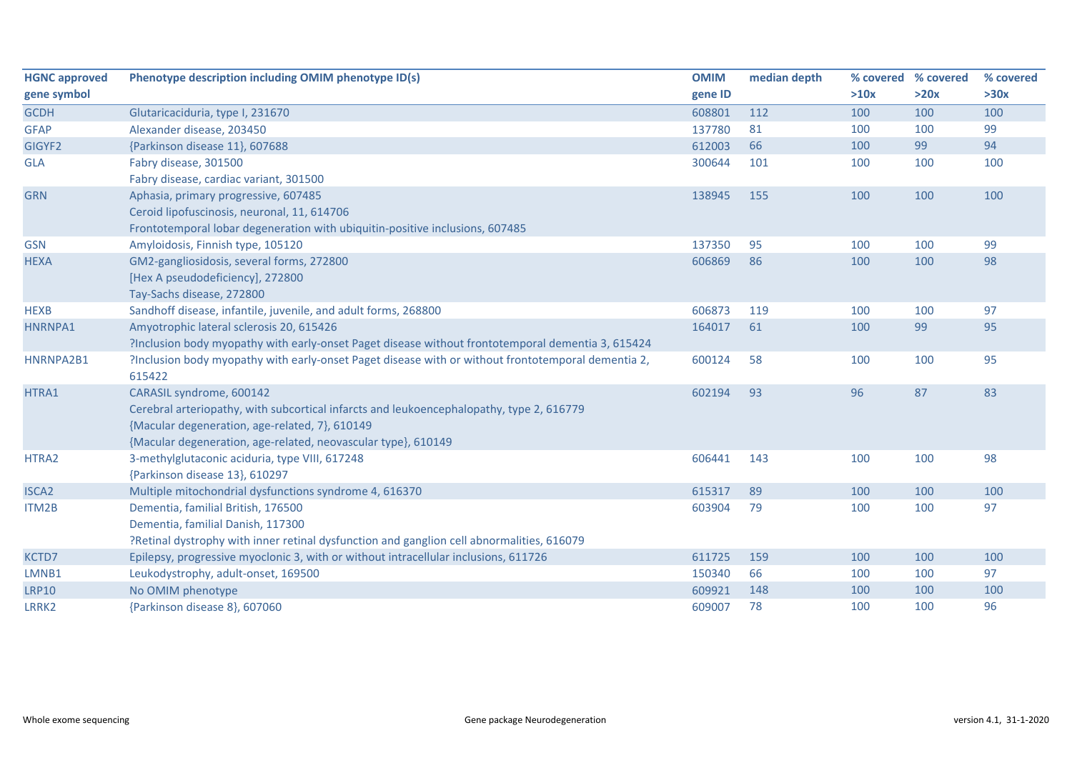| HGNC approved gene symbol | Phenotype description including OMIM phenotype ID(s) | OMIM gene ID | median depth | % covered >10x | % covered >20x | % covered >30x |
|---|---|---|---|---|---|---|
| GCDH | Glutaricaciduria, type I, 231670 | 608801 | 112 | 100 | 100 | 100 |
| GFAP | Alexander disease, 203450 | 137780 | 81 | 100 | 100 | 99 |
| GIGYF2 | {Parkinson disease 11}, 607688 | 612003 | 66 | 100 | 99 | 94 |
| GLA | Fabry disease, 301500<br>Fabry disease, cardiac variant, 301500 | 300644 | 101 | 100 | 100 | 100 |
| GRN | Aphasia, primary progressive, 607485<br>Ceroid lipofuscinosis, neuronal, 11, 614706<br>Frontotemporal lobar degeneration with ubiquitin-positive inclusions, 607485 | 138945 | 155 | 100 | 100 | 100 |
| GSN | Amyloidosis, Finnish type, 105120 | 137350 | 95 | 100 | 100 | 99 |
| HEXA | GM2-gangliosidosis, several forms, 272800<br>[Hex A pseudodeficiency], 272800<br>Tay-Sachs disease, 272800 | 606869 | 86 | 100 | 100 | 98 |
| HEXB | Sandhoff disease, infantile, juvenile, and adult forms, 268800 | 606873 | 119 | 100 | 100 | 97 |
| HNRNPA1 | Amyotrophic lateral sclerosis 20, 615426<br>?Inclusion body myopathy with early-onset Paget disease without frontotemporal dementia 3, 615424 | 164017 | 61 | 100 | 99 | 95 |
| HNRNPA2B1 | ?Inclusion body myopathy with early-onset Paget disease with or without frontotemporal dementia 2, 615422 | 600124 | 58 | 100 | 100 | 95 |
| HTRA1 | CARASIL syndrome, 600142<br>Cerebral arteriopathy, with subcortical infarcts and leukoencephalopathy, type 2, 616779<br>{Macular degeneration, age-related, 7}, 610149<br>{Macular degeneration, age-related, neovascular type}, 610149 | 602194 | 93 | 96 | 87 | 83 |
| HTRA2 | 3-methylglutaconic aciduria, type VIII, 617248<br>{Parkinson disease 13}, 610297 | 606441 | 143 | 100 | 100 | 98 |
| ISCA2 | Multiple mitochondrial dysfunctions syndrome 4, 616370 | 615317 | 89 | 100 | 100 | 100 |
| ITM2B | Dementia, familial British, 176500<br>Dementia, familial Danish, 117300<br>?Retinal dystrophy with inner retinal dysfunction and ganglion cell abnormalities, 616079 | 603904 | 79 | 100 | 100 | 97 |
| KCTD7 | Epilepsy, progressive myoclonic 3, with or without intracellular inclusions, 611726 | 611725 | 159 | 100 | 100 | 100 |
| LMNB1 | Leukodystrophy, adult-onset, 169500 | 150340 | 66 | 100 | 100 | 97 |
| LRP10 | No OMIM phenotype | 609921 | 148 | 100 | 100 | 100 |
| LRRK2 | {Parkinson disease 8}, 607060 | 609007 | 78 | 100 | 100 | 96 |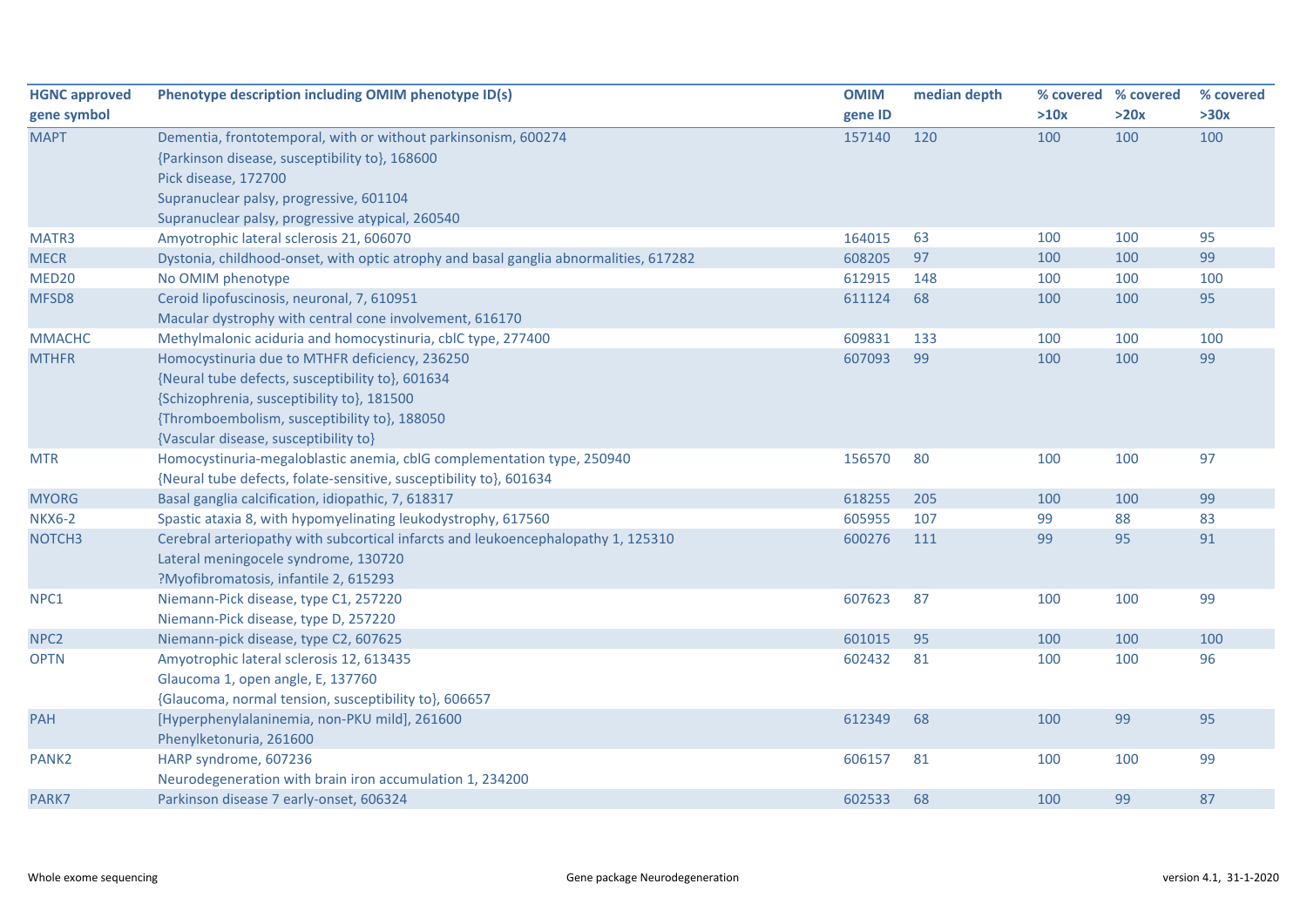| HGNC approved gene symbol | Phenotype description including OMIM phenotype ID(s) | OMIM gene ID | median depth | % covered >10x | % covered >20x | % covered >30x |
|---|---|---|---|---|---|---|
| MAPT | Dementia, frontotemporal, with or without parkinsonism, 600274<br>{Parkinson disease, susceptibility to}, 168600<br>Pick disease, 172700<br>Supranuclear palsy, progressive, 601104<br>Supranuclear palsy, progressive atypical, 260540 | 157140 | 120 | 100 | 100 | 100 |
| MATR3 | Amyotrophic lateral sclerosis 21, 606070 | 164015 | 63 | 100 | 100 | 95 |
| MECR | Dystonia, childhood-onset, with optic atrophy and basal ganglia abnormalities, 617282 | 608205 | 97 | 100 | 100 | 99 |
| MED20 | No OMIM phenotype | 612915 | 148 | 100 | 100 | 100 |
| MFSD8 | Ceroid lipofuscinosis, neuronal, 7, 610951<br>Macular dystrophy with central cone involvement, 616170 | 611124 | 68 | 100 | 100 | 95 |
| MMACHC | Methylmalonic aciduria and homocystinuria, cblC type, 277400 | 609831 | 133 | 100 | 100 | 100 |
| MTHFR | Homocystinuria due to MTHFR deficiency, 236250<br>{Neural tube defects, susceptibility to}, 601634<br>{Schizophrenia, susceptibility to}, 181500<br>{Thromboembolism, susceptibility to}, 188050<br>{Vascular disease, susceptibility to} | 607093 | 99 | 100 | 100 | 99 |
| MTR | Homocystinuria-megaloblastic anemia, cblG complementation type, 250940<br>{Neural tube defects, folate-sensitive, susceptibility to}, 601634 | 156570 | 80 | 100 | 100 | 97 |
| MYORG | Basal ganglia calcification, idiopathic, 7, 618317 | 618255 | 205 | 100 | 100 | 99 |
| NKX6-2 | Spastic ataxia 8, with hypomyelinating leukodystrophy, 617560 | 605955 | 107 | 99 | 88 | 83 |
| NOTCH3 | Cerebral arteriopathy with subcortical infarcts and leukoencephalopathy 1, 125310<br>Lateral meningocele syndrome, 130720<br>?Myofibromatosis, infantile 2, 615293 | 600276 | 111 | 99 | 95 | 91 |
| NPC1 | Niemann-Pick disease, type C1, 257220<br>Niemann-Pick disease, type D, 257220 | 607623 | 87 | 100 | 100 | 99 |
| NPC2 | Niemann-pick disease, type C2, 607625 | 601015 | 95 | 100 | 100 | 100 |
| OPTN | Amyotrophic lateral sclerosis 12, 613435<br>Glaucoma 1, open angle, E, 137760<br>{Glaucoma, normal tension, susceptibility to}, 606657 | 602432 | 81 | 100 | 100 | 96 |
| PAH | [Hyperphenylalaninemia, non-PKU mild], 261600<br>Phenylketonuria, 261600 | 612349 | 68 | 100 | 99 | 95 |
| PANK2 | HARP syndrome, 607236<br>Neurodegeneration with brain iron accumulation 1, 234200 | 606157 | 81 | 100 | 100 | 99 |
| PARK7 | Parkinson disease 7 early-onset, 606324 | 602533 | 68 | 100 | 99 | 87 |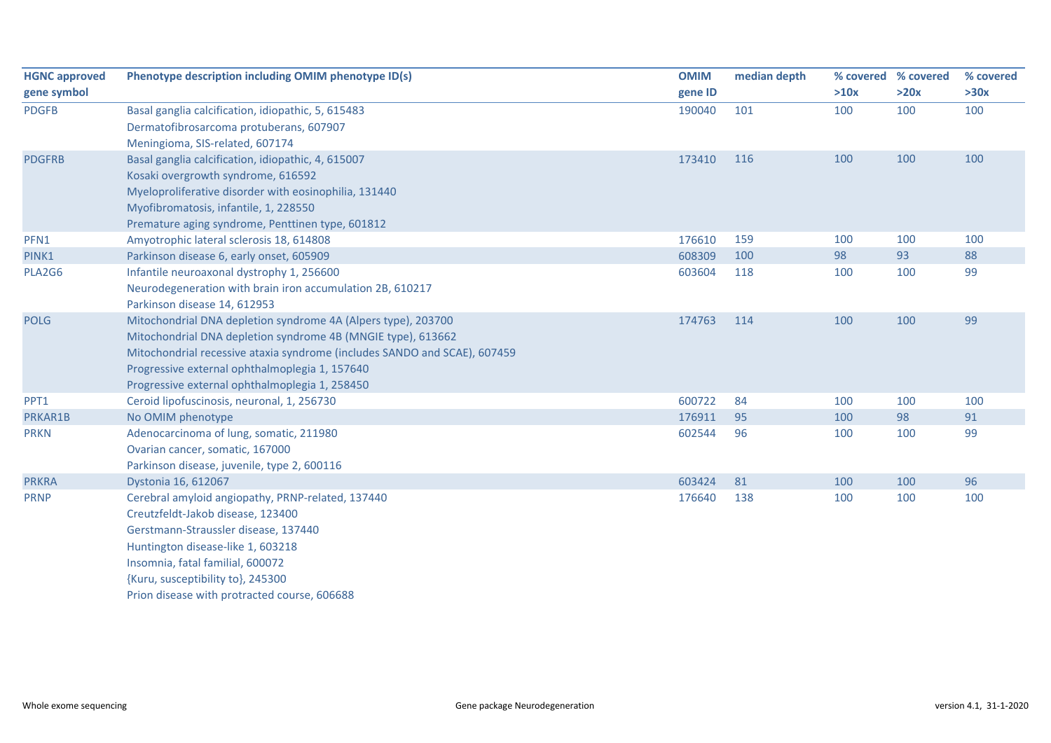| HGNC approved gene symbol | Phenotype description including OMIM phenotype ID(s) | OMIM gene ID | median depth | % covered >10x | % covered >20x | % covered >30x |
|---|---|---|---|---|---|---|
| PDGFB | Basal ganglia calcification, idiopathic, 5, 615483<br>Dermatofibrosarcoma protuberans, 607907<br>Meningioma, SIS-related, 607174 | 190040 | 101 | 100 | 100 | 100 |
| PDGFRB | Basal ganglia calcification, idiopathic, 4, 615007<br>Kosaki overgrowth syndrome, 616592<br>Myeloproliferative disorder with eosinophilia, 131440<br>Myofibromatosis, infantile, 1, 228550<br>Premature aging syndrome, Penttinen type, 601812 | 173410 | 116 | 100 | 100 | 100 |
| PFN1 | Amyotrophic lateral sclerosis 18, 614808 | 176610 | 159 | 100 | 100 | 100 |
| PINK1 | Parkinson disease 6, early onset, 605909 | 608309 | 100 | 98 | 93 | 88 |
| PLA2G6 | Infantile neuroaxonal dystrophy 1, 256600<br>Neurodegeneration with brain iron accumulation 2B, 610217<br>Parkinson disease 14, 612953 | 603604 | 118 | 100 | 100 | 99 |
| POLG | Mitochondrial DNA depletion syndrome 4A (Alpers type), 203700<br>Mitochondrial DNA depletion syndrome 4B (MNGIE type), 613662<br>Mitochondrial recessive ataxia syndrome (includes SANDO and SCAE), 607459<br>Progressive external ophthalmoplegia 1, 157640<br>Progressive external ophthalmoplegia 1, 258450 | 174763 | 114 | 100 | 100 | 99 |
| PPT1 | Ceroid lipofuscinosis, neuronal, 1, 256730 | 600722 | 84 | 100 | 100 | 100 |
| PRKAR1B | No OMIM phenotype | 176911 | 95 | 100 | 98 | 91 |
| PRKN | Adenocarcinoma of lung, somatic, 211980<br>Ovarian cancer, somatic, 167000<br>Parkinson disease, juvenile, type 2, 600116 | 602544 | 96 | 100 | 100 | 99 |
| PRKRA | Dystonia 16, 612067 | 603424 | 81 | 100 | 100 | 96 |
| PRNP | Cerebral amyloid angiopathy, PRNP-related, 137440<br>Creutzfeldt-Jakob disease, 123400<br>Gerstmann-Straussler disease, 137440<br>Huntington disease-like 1, 603218<br>Insomnia, fatal familial, 600072<br>{Kuru, susceptibility to}, 245300<br>Prion disease with protracted course, 606688 | 176640 | 138 | 100 | 100 | 100 |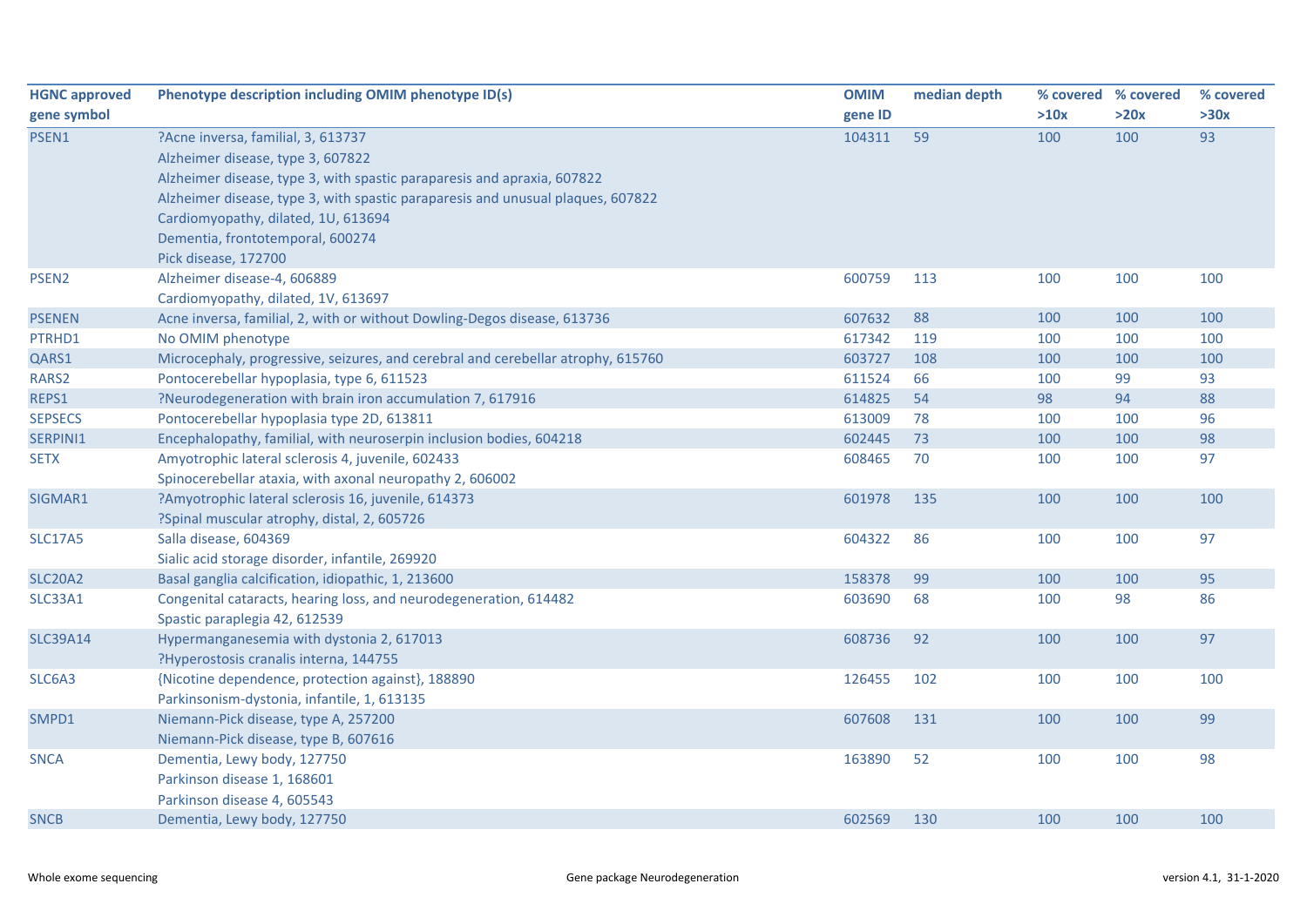| HGNC approved gene symbol | Phenotype description including OMIM phenotype ID(s) | OMIM gene ID | median depth | % covered >10x | % covered >20x | % covered >30x |
|---|---|---|---|---|---|---|
| PSEN1 | ?Acne inversa, familial, 3, 613737<br>Alzheimer disease, type 3, 607822<br>Alzheimer disease, type 3, with spastic paraparesis and apraxia, 607822<br>Alzheimer disease, type 3, with spastic paraparesis and unusual plaques, 607822<br>Cardiomyopathy, dilated, 1U, 613694<br>Dementia, frontotemporal, 600274<br>Pick disease, 172700 | 104311 | 59 | 100 | 100 | 93 |
| PSEN2 | Alzheimer disease-4, 606889<br>Cardiomyopathy, dilated, 1V, 613697 | 600759 | 113 | 100 | 100 | 100 |
| PSENEN | Acne inversa, familial, 2, with or without Dowling-Degos disease, 613736 | 607632 | 88 | 100 | 100 | 100 |
| PTRHD1 | No OMIM phenotype | 617342 | 119 | 100 | 100 | 100 |
| QARS1 | Microcephaly, progressive, seizures, and cerebral and cerebellar atrophy, 615760 | 603727 | 108 | 100 | 100 | 100 |
| RARS2 | Pontocerebellar hypoplasia, type 6, 611523 | 611524 | 66 | 100 | 99 | 93 |
| REPS1 | ?Neurodegeneration with brain iron accumulation 7, 617916 | 614825 | 54 | 98 | 94 | 88 |
| SEPSECS | Pontocerebellar hypoplasia type 2D, 613811 | 613009 | 78 | 100 | 100 | 96 |
| SERPINI1 | Encephalopathy, familial, with neuroserpin inclusion bodies, 604218 | 602445 | 73 | 100 | 100 | 98 |
| SETX | Amyotrophic lateral sclerosis 4, juvenile, 602433<br>Spinocerebellar ataxia, with axonal neuropathy 2, 606002 | 608465 | 70 | 100 | 100 | 97 |
| SIGMAR1 | ?Amyotrophic lateral sclerosis 16, juvenile, 614373<br>?Spinal muscular atrophy, distal, 2, 605726 | 601978 | 135 | 100 | 100 | 100 |
| SLC17A5 | Salla disease, 604369<br>Sialic acid storage disorder, infantile, 269920 | 604322 | 86 | 100 | 100 | 97 |
| SLC20A2 | Basal ganglia calcification, idiopathic, 1, 213600 | 158378 | 99 | 100 | 100 | 95 |
| SLC33A1 | Congenital cataracts, hearing loss, and neurodegeneration, 614482<br>Spastic paraplegia 42, 612539 | 603690 | 68 | 100 | 98 | 86 |
| SLC39A14 | Hypermanganesemia with dystonia 2, 617013<br>?Hyperostosis cranalis interna, 144755 | 608736 | 92 | 100 | 100 | 97 |
| SLC6A3 | {Nicotine dependence, protection against}, 188890<br>Parkinsonism-dystonia, infantile, 1, 613135 | 126455 | 102 | 100 | 100 | 100 |
| SMPD1 | Niemann-Pick disease, type A, 257200<br>Niemann-Pick disease, type B, 607616 | 607608 | 131 | 100 | 100 | 99 |
| SNCA | Dementia, Lewy body, 127750<br>Parkinson disease 1, 168601<br>Parkinson disease 4, 605543 | 163890 | 52 | 100 | 100 | 98 |
| SNCB | Dementia, Lewy body, 127750 | 602569 | 130 | 100 | 100 | 100 |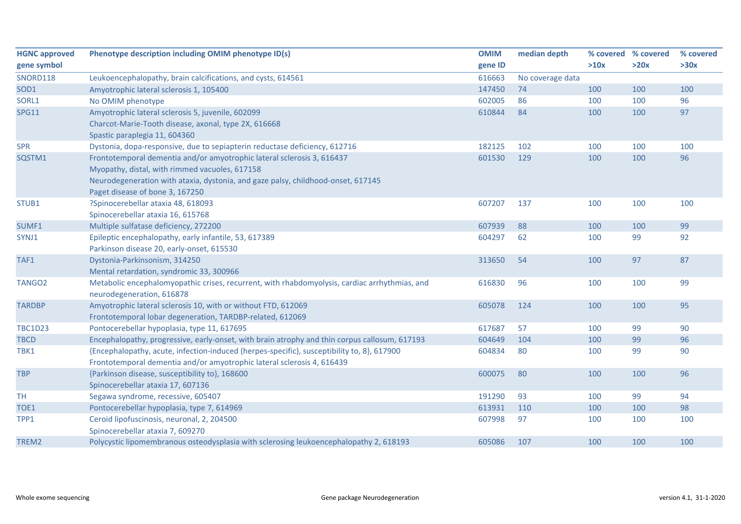| HGNC approved gene symbol | Phenotype description including OMIM phenotype ID(s) | OMIM gene ID | median depth | % covered >10x | % covered >20x | % covered >30x |
|---|---|---|---|---|---|---|
| SNORD118 | Leukoencephalopathy, brain calcifications, and cysts, 614561 | 616663 | No coverage data | | | |
| SOD1 | Amyotrophic lateral sclerosis 1, 105400 | 147450 | 74 | 100 | 100 | 100 |
| SORL1 | No OMIM phenotype | 602005 | 86 | 100 | 100 | 96 |
| SPG11 | Amyotrophic lateral sclerosis 5, juvenile, 602099<br>Charcot-Marie-Tooth disease, axonal, type 2X, 616668<br>Spastic paraplegia 11, 604360 | 610844 | 84 | 100 | 100 | 97 |
| SPR | Dystonia, dopa-responsive, due to sepiapterin reductase deficiency, 612716 | 182125 | 102 | 100 | 100 | 100 |
| SQSTM1 | Frontotemporal dementia and/or amyotrophic lateral sclerosis 3, 616437<br>Myopathy, distal, with rimmed vacuoles, 617158<br>Neurodegeneration with ataxia, dystonia, and gaze palsy, childhood-onset, 617145<br>Paget disease of bone 3, 167250 | 601530 | 129 | 100 | 100 | 96 |
| STUB1 | ?Spinocerebellar ataxia 48, 618093<br>Spinocerebellar ataxia 16, 615768 | 607207 | 137 | 100 | 100 | 100 |
| SUMF1 | Multiple sulfatase deficiency, 272200 | 607939 | 88 | 100 | 100 | 99 |
| SYNJ1 | Epileptic encephalopathy, early infantile, 53, 617389<br>Parkinson disease 20, early-onset, 615530 | 604297 | 62 | 100 | 99 | 92 |
| TAF1 | Dystonia-Parkinsonism, 314250<br>Mental retardation, syndromic 33, 300966 | 313650 | 54 | 100 | 97 | 87 |
| TANGO2 | Metabolic encephalomyopathic crises, recurrent, with rhabdomyolysis, cardiac arrhythmias, and neurodegeneration, 616878 | 616830 | 96 | 100 | 100 | 99 |
| TARDBP | Amyotrophic lateral sclerosis 10, with or without FTD, 612069<br>Frontotemporal lobar degeneration, TARDBP-related, 612069 | 605078 | 124 | 100 | 100 | 95 |
| TBC1D23 | Pontocerebellar hypoplasia, type 11, 617695 | 617687 | 57 | 100 | 99 | 90 |
| TBCD | Encephalopathy, progressive, early-onset, with brain atrophy and thin corpus callosum, 617193 | 604649 | 104 | 100 | 99 | 96 |
| TBK1 | {Encephalopathy, acute, infection-induced (herpes-specific), susceptibility to, 8}, 617900<br>Frontotemporal dementia and/or amyotrophic lateral sclerosis 4, 616439 | 604834 | 80 | 100 | 99 | 90 |
| TBP | {Parkinson disease, susceptibility to}, 168600<br>Spinocerebellar ataxia 17, 607136 | 600075 | 80 | 100 | 100 | 96 |
| TH | Segawa syndrome, recessive, 605407 | 191290 | 93 | 100 | 99 | 94 |
| TOE1 | Pontocerebellar hypoplasia, type 7, 614969 | 613931 | 110 | 100 | 100 | 98 |
| TPP1 | Ceroid lipofuscinosis, neuronal, 2, 204500<br>Spinocerebellar ataxia 7, 609270 | 607998 | 97 | 100 | 100 | 100 |
| TREM2 | Polycystic lipomembranous osteodysplasia with sclerosing leukoencephalopathy 2, 618193 | 605086 | 107 | 100 | 100 | 100 |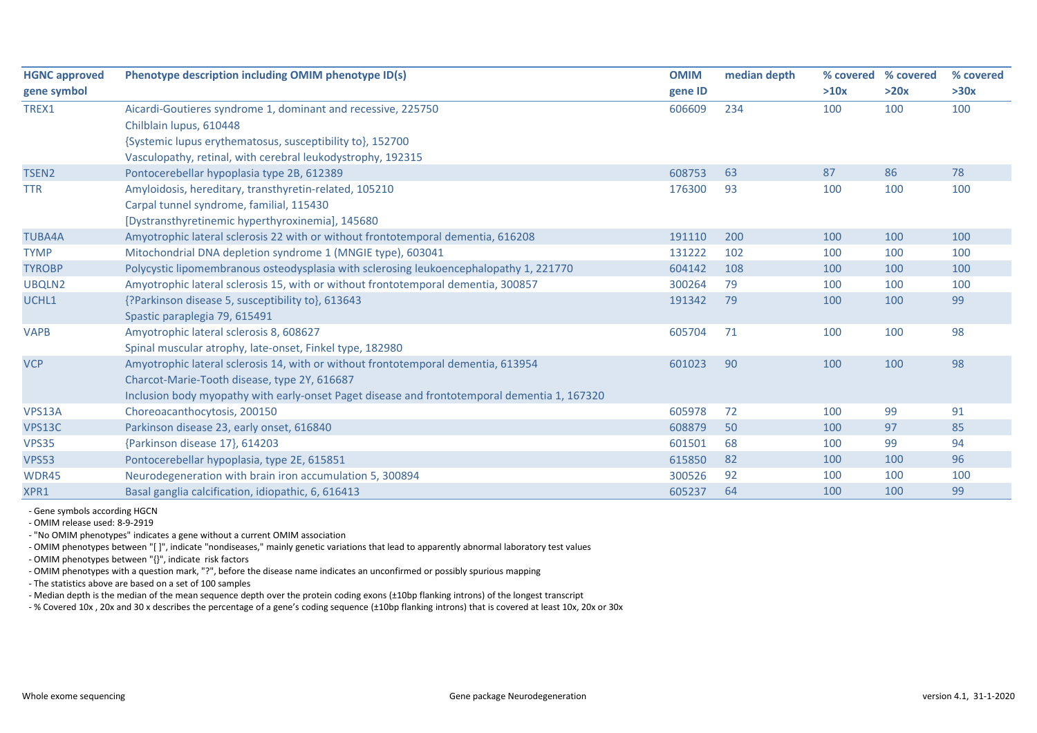| HGNC approved gene symbol | Phenotype description including OMIM phenotype ID(s) | OMIM gene ID | median depth | % covered >10x | % covered >20x | % covered >30x |
|---|---|---|---|---|---|---|
| TREX1 | Aicardi-Goutieres syndrome 1, dominant and recessive, 225750<br>Chilblain lupus, 610448<br>{Systemic lupus erythematosus, susceptibility to}, 152700<br>Vasculopathy, retinal, with cerebral leukodystrophy, 192315 | 606609 | 234 | 100 | 100 | 100 |
| TSEN2 | Pontocerebellar hypoplasia type 2B, 612389 | 608753 | 63 | 87 | 86 | 78 |
| TTR | Amyloidosis, hereditary, transthyretin-related, 105210<br>Carpal tunnel syndrome, familial, 115430<br>[Dystransthyretinemic hyperthyroxinemia], 145680 | 176300 | 93 | 100 | 100 | 100 |
| TUBA4A | Amyotrophic lateral sclerosis 22 with or without frontotemporal dementia, 616208 | 191110 | 200 | 100 | 100 | 100 |
| TYMP | Mitochondrial DNA depletion syndrome 1 (MNGIE type), 603041 | 131222 | 102 | 100 | 100 | 100 |
| TYROBP | Polycystic lipomembranous osteodysplasia with sclerosing leukoencephalopathy 1, 221770 | 604142 | 108 | 100 | 100 | 100 |
| UBQLN2 | Amyotrophic lateral sclerosis 15, with or without frontotemporal dementia, 300857 | 300264 | 79 | 100 | 100 | 100 |
| UCHL1 | {?Parkinson disease 5, susceptibility to}, 613643<br>Spastic paraplegia 79, 615491 | 191342 | 79 | 100 | 100 | 99 |
| VAPB | Amyotrophic lateral sclerosis 8, 608627<br>Spinal muscular atrophy, late-onset, Finkel type, 182980 | 605704 | 71 | 100 | 100 | 98 |
| VCP | Amyotrophic lateral sclerosis 14, with or without frontotemporal dementia, 613954<br>Charcot-Marie-Tooth disease, type 2Y, 616687<br>Inclusion body myopathy with early-onset Paget disease and frontotemporal dementia 1, 167320 | 601023 | 90 | 100 | 100 | 98 |
| VPS13A | Choreoacanthocytosis, 200150 | 605978 | 72 | 100 | 99 | 91 |
| VPS13C | Parkinson disease 23, early onset, 616840 | 608879 | 50 | 100 | 97 | 85 |
| VPS35 | {Parkinson disease 17}, 614203 | 601501 | 68 | 100 | 99 | 94 |
| VPS53 | Pontocerebellar hypoplasia, type 2E, 615851 | 615850 | 82 | 100 | 100 | 96 |
| WDR45 | Neurodegeneration with brain iron accumulation 5, 300894 | 300526 | 92 | 100 | 100 | 100 |
| XPR1 | Basal ganglia calcification, idiopathic, 6, 616413 | 605237 | 64 | 100 | 100 | 99 |

- Gene symbols according HGCN
- OMIM release used: 8-9-2919
- "No OMIM phenotypes" indicates a gene without a current OMIM association
- OMIM phenotypes between "[ ]", indicate "nondiseases," mainly genetic variations that lead to apparently abnormal laboratory test values
- OMIM phenotypes between "{}", indicate risk factors
- OMIM phenotypes with a question mark, "?", before the disease name indicates an unconfirmed or possibly spurious mapping
- The statistics above are based on a set of 100 samples
- Median depth is the median of the mean sequence depth over the protein coding exons (±10bp flanking introns) of the longest transcript
- % Covered 10x , 20x and 30 x describes the percentage of a gene's coding sequence (±10bp flanking introns) that is covered at least 10x, 20x or 30x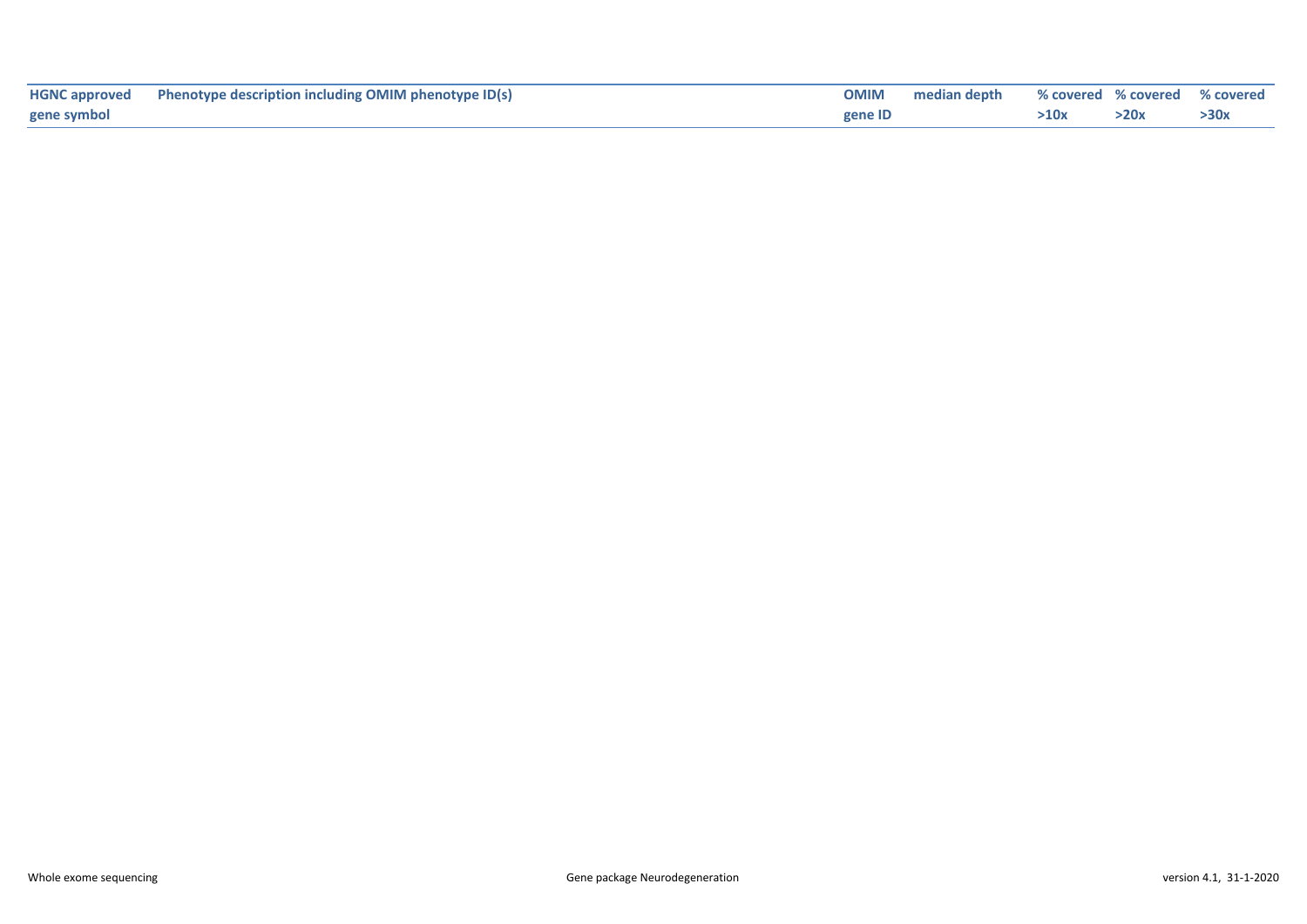| HGNC approved gene symbol | Phenotype description including OMIM phenotype ID(s) | OMIM gene ID | median depth | % covered >10x | % covered >20x | % covered >30x |
|---|---|---|---|---|---|---|